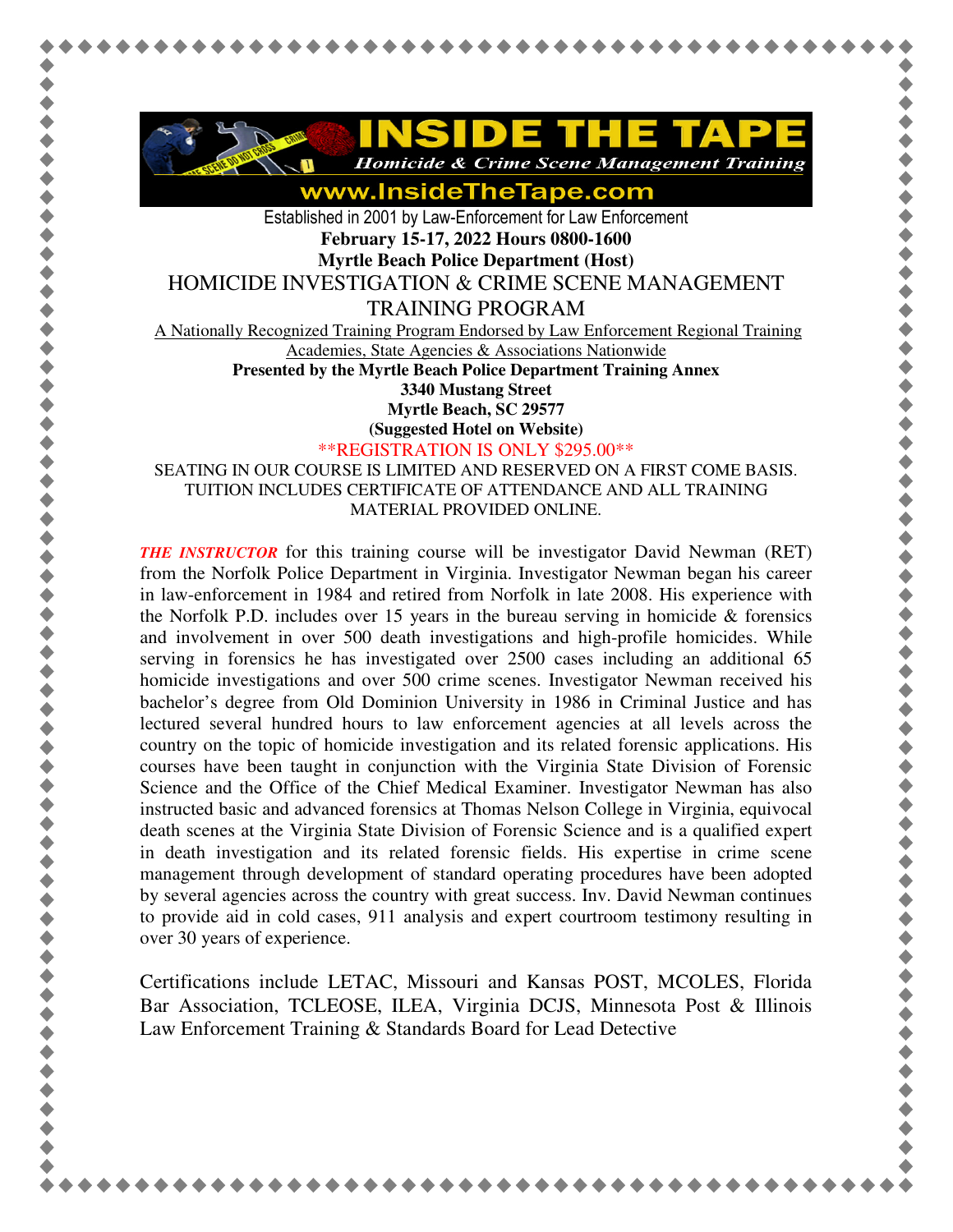# INSIDE THE TAPE

*Homicide & Crime Scene Management Training*

**www.InsideTheTape.com**

Established in 2001 by Law-Enforcement for Law Enforcement

**February 15-17, 2022 Hours 0800-1600**

**Myrtle Beach Police Department (Host)**

## HOMICIDE INVESTIGATION & CRIME SCENE MANAGEMENT TRAINING PROGRAM

A Nationally Recognized Training Program Endorsed by Law Enforcement Regional Training Academies, State Agencies & Associations Nationwide

**Presented by the Myrtle Beach Police Department Training Annex**
**3340 Mustang Street**
**Myrtle Beach, SC 29577**
**(Suggested Hotel on Website)**

**REGISTRATION IS ONLY $295.00**

SEATING IN OUR COURSE IS LIMITED AND RESERVED ON A FIRST COME BASIS. TUITION INCLUDES CERTIFICATE OF ATTENDANCE AND ALL TRAINING MATERIAL PROVIDED ONLINE.

***THE INSTRUCTOR*** for this training course will be investigator David Newman (RET) from the Norfolk Police Department in Virginia. Investigator Newman began his career in law-enforcement in 1984 and retired from Norfolk in late 2008. His experience with the Norfolk P.D. includes over 15 years in the bureau serving in homicide & forensics and involvement in over 500 death investigations and high-profile homicides. While serving in forensics he has investigated over 2500 cases including an additional 65 homicide investigations and over 500 crime scenes. Investigator Newman received his bachelor's degree from Old Dominion University in 1986 in Criminal Justice and has lectured several hundred hours to law enforcement agencies at all levels across the country on the topic of homicide investigation and its related forensic applications. His courses have been taught in conjunction with the Virginia State Division of Forensic Science and the Office of the Chief Medical Examiner. Investigator Newman has also instructed basic and advanced forensics at Thomas Nelson College in Virginia, equivocal death scenes at the Virginia State Division of Forensic Science and is a qualified expert in death investigation and its related forensic fields. His expertise in crime scene management through development of standard operating procedures have been adopted by several agencies across the country with great success. Inv. David Newman continues to provide aid in cold cases, 911 analysis and expert courtroom testimony resulting in over 30 years of experience.

Certifications include LETAC, Missouri and Kansas POST, MCOLES, Florida Bar Association, TCLEOSE, ILEA, Virginia DCJS, Minnesota Post & Illinois Law Enforcement Training & Standards Board for Lead Detective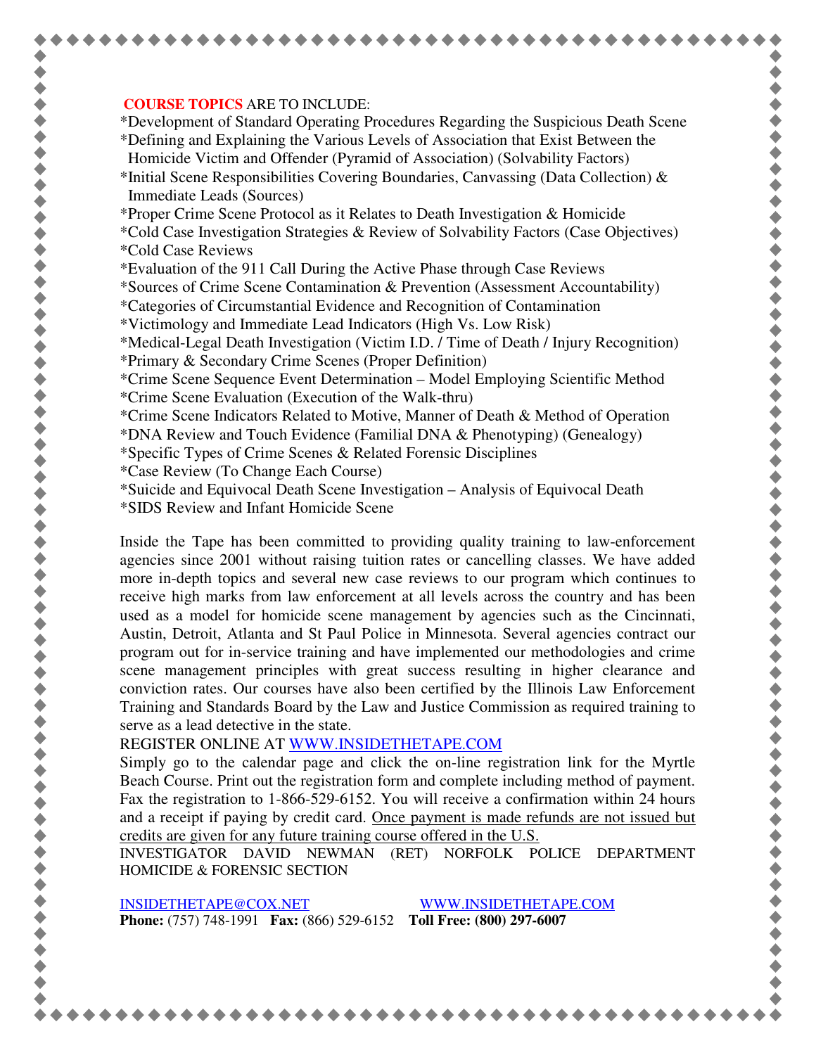**COURSE TOPICS** ARE TO INCLUDE:

*Development of Standard Operating Procedures Regarding the Suspicious Death Scene
*Defining and Explaining the Various Levels of Association that Exist Between the Homicide Victim and Offender (Pyramid of Association) (Solvability Factors)
*Initial Scene Responsibilities Covering Boundaries, Canvassing (Data Collection) & Immediate Leads (Sources)
*Proper Crime Scene Protocol as it Relates to Death Investigation & Homicide
*Cold Case Investigation Strategies & Review of Solvability Factors (Case Objectives)
*Cold Case Reviews
*Evaluation of the 911 Call During the Active Phase through Case Reviews
*Sources of Crime Scene Contamination & Prevention (Assessment Accountability)
*Categories of Circumstantial Evidence and Recognition of Contamination
*Victimology and Immediate Lead Indicators (High Vs. Low Risk)
*Medical-Legal Death Investigation (Victim I.D. / Time of Death / Injury Recognition)
*Primary & Secondary Crime Scenes (Proper Definition)
*Crime Scene Sequence Event Determination – Model Employing Scientific Method
*Crime Scene Evaluation (Execution of the Walk-thru)
*Crime Scene Indicators Related to Motive, Manner of Death & Method of Operation
*DNA Review and Touch Evidence (Familial DNA & Phenotyping) (Genealogy)
*Specific Types of Crime Scenes & Related Forensic Disciplines
*Case Review (To Change Each Course)
*Suicide and Equivocal Death Scene Investigation – Analysis of Equivocal Death
*SIDS Review and Infant Homicide Scene

Inside the Tape has been committed to providing quality training to law-enforcement agencies since 2001 without raising tuition rates or cancelling classes. We have added more in-depth topics and several new case reviews to our program which continues to receive high marks from law enforcement at all levels across the country and has been used as a model for homicide scene management by agencies such as the Cincinnati, Austin, Detroit, Atlanta and St Paul Police in Minnesota. Several agencies contract our program out for in-service training and have implemented our methodologies and crime scene management principles with great success resulting in higher clearance and conviction rates. Our courses have also been certified by the Illinois Law Enforcement Training and Standards Board by the Law and Justice Commission as required training to serve as a lead detective in the state.

REGISTER ONLINE AT WWW.INSIDETHETAPE.COM

Simply go to the calendar page and click the on-line registration link for the Myrtle Beach Course. Print out the registration form and complete including method of payment. Fax the registration to 1-866-529-6152. You will receive a confirmation within 24 hours and a receipt if paying by credit card. Once payment is made refunds are not issued but credits are given for any future training course offered in the U.S.

INVESTIGATOR DAVID NEWMAN (RET) NORFOLK POLICE DEPARTMENT HOMICIDE & FORENSIC SECTION

INSIDETHETAPE@COX.NET WWW.INSIDETHETAPE.COM

**Phone:** (757) 748-1991 **Fax:** (866) 529-6152 **Toll Free: (800) 297-6007**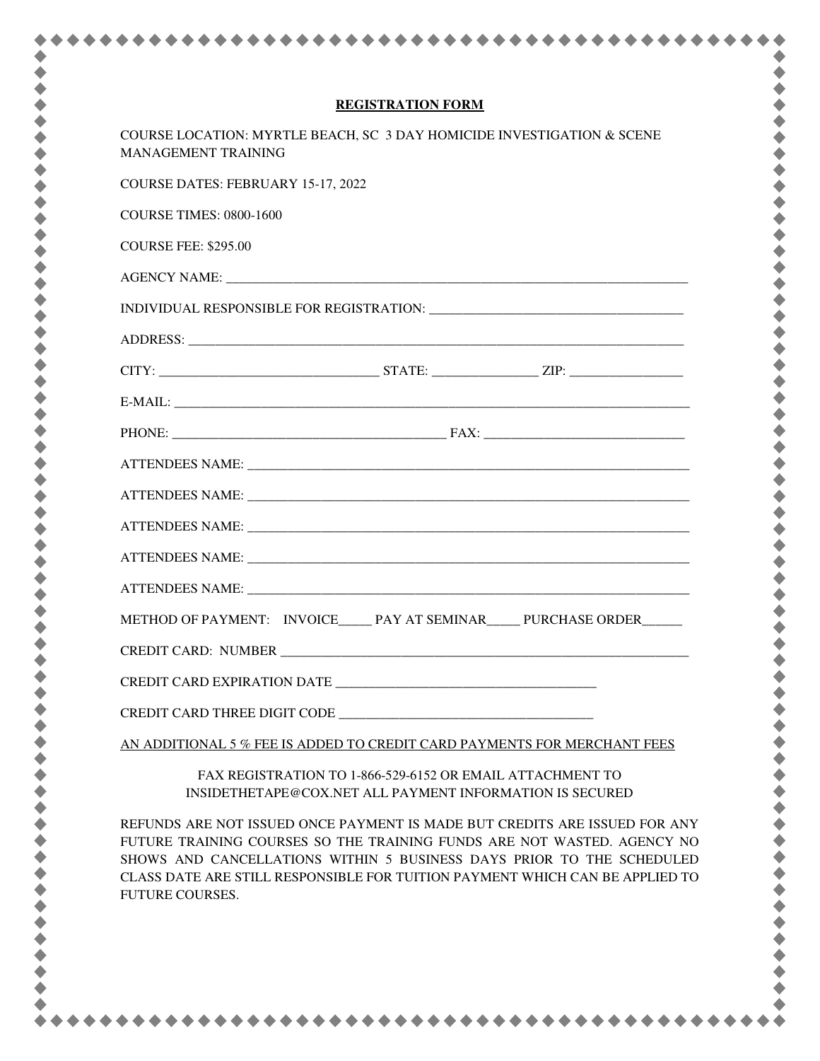**REGISTRATION FORM**

COURSE LOCATION: MYRTLE BEACH, SC 3 DAY HOMICIDE INVESTIGATION & SCENE MANAGEMENT TRAINING

COURSE DATES: FEBRUARY 15-17, 2022

COURSE TIMES: 0800-1600

COURSE FEE: $295.00

AGENCY NAME: ___________________________________________________________________

INDIVIDUAL RESPONSIBLE FOR REGISTRATION: ______________________________________

ADDRESS: _______________________________________________________________________

CITY: ________________________________ STATE: _______________ ZIP: ________________

E-MAIL: _________________________________________________________________________

PHONE: _________________________________________ FAX: _____________________________

ATTENDEES NAME: ________________________________________________________________

ATTENDEES NAME: ________________________________________________________________

ATTENDEES NAME: ________________________________________________________________

ATTENDEES NAME: ________________________________________________________________

ATTENDEES NAME: ________________________________________________________________

METHOD OF PAYMENT: INVOICE_____ PAY AT SEMINAR_____ PURCHASE ORDER______

CREDIT CARD: NUMBER ____________________________________________________________

CREDIT CARD EXPIRATION DATE ______________________________________

CREDIT CARD THREE DIGIT CODE ______________________________________

<u>AN ADDITIONAL 5 % FEE IS ADDED TO CREDIT CARD PAYMENTS FOR MERCHANT FEES</u>

FAX REGISTRATION TO 1-866-529-6152 OR EMAIL ATTACHMENT TO INSIDETHETAPE@COX.NET ALL PAYMENT INFORMATION IS SECURED

REFUNDS ARE NOT ISSUED ONCE PAYMENT IS MADE BUT CREDITS ARE ISSUED FOR ANY FUTURE TRAINING COURSES SO THE TRAINING FUNDS ARE NOT WASTED. AGENCY NO SHOWS AND CANCELLATIONS WITHIN 5 BUSINESS DAYS PRIOR TO THE SCHEDULED CLASS DATE ARE STILL RESPONSIBLE FOR TUITION PAYMENT WHICH CAN BE APPLIED TO FUTURE COURSES.